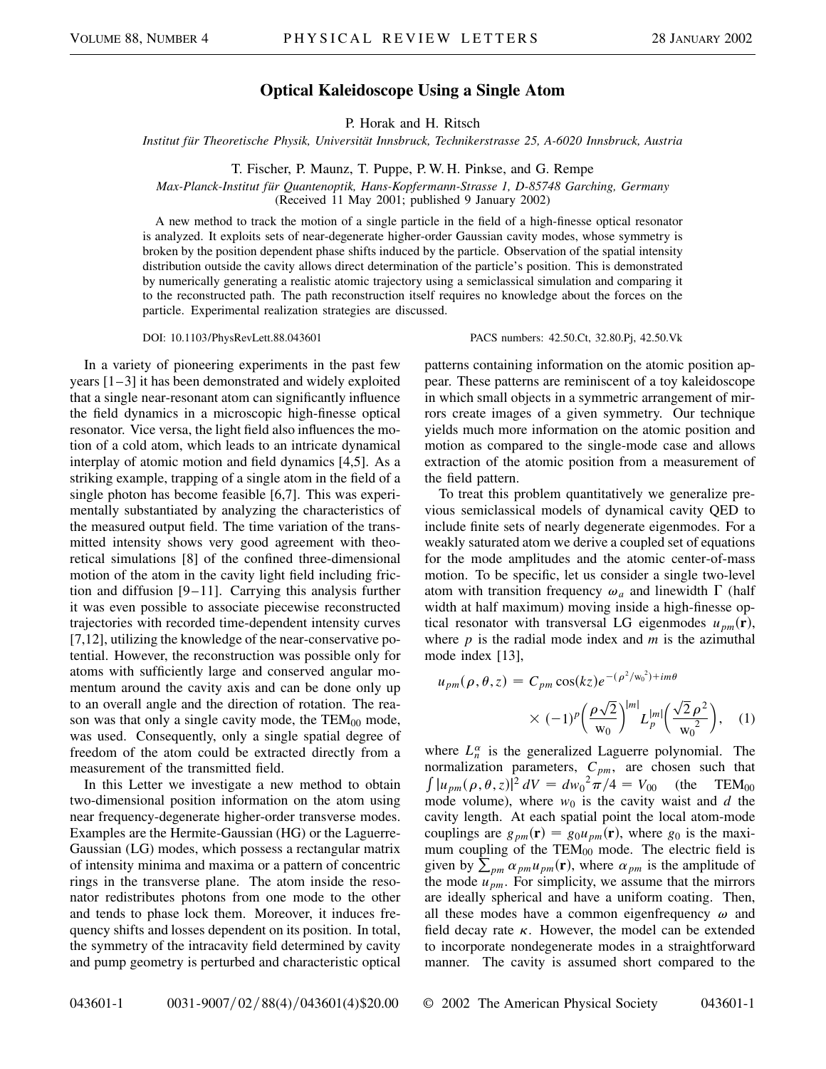# Optical Kaleidoscope Using a Single Atom

P. Horak and H. Ritsch

*Institut für Theoretische Physik, Universität Innsbruck, Technikerstrasse 25, A-6020 Innsbruck, Austria*

T. Fischer, P. Maunz, T. Puppe, P. W. H. Pinkse, and G. Rempe

*Max-Planck-Institut für Quantenoptik, Hans-Kopfermann-Strasse 1, D-85748 Garching, Germany*

(Received 11 May 2001; published 9 January 2002)

A new method to track the motion of a single particle in the field of a high-finesse optical resonator is analyzed. It exploits sets of near-degenerate higher-order Gaussian cavity modes, whose symmetry is broken by the position dependent phase shifts induced by the particle. Observation of the spatial intensity distribution outside the cavity allows direct determination of the particle's position. This is demonstrated by numerically generating a realistic atomic trajectory using a semiclassical simulation and comparing it to the reconstructed path. The path reconstruction itself requires no knowledge about the forces on the particle. Experimental realization strategies are discussed.

DOI: 10.1103/PhysRevLett.88.043601 PACS numbers: 42.50.Ct, 32.80.Pj, 42.50.Vk

In a variety of pioneering experiments in the past few years [1–3] it has been demonstrated and widely exploited that a single near-resonant atom can significantly influence the field dynamics in a microscopic high-finesse optical resonator. Vice versa, the light field also influences the motion of a cold atom, which leads to an intricate dynamical interplay of atomic motion and field dynamics [4,5]. As a striking example, trapping of a single atom in the field of a single photon has become feasible [6,7]. This was experimentally substantiated by analyzing the characteristics of the measured output field. The time variation of the transmitted intensity shows very good agreement with theoretical simulations [8] of the confined three-dimensional motion of the atom in the cavity light field including friction and diffusion [9–11]. Carrying this analysis further it was even possible to associate piecewise reconstructed trajectories with recorded time-dependent intensity curves [7,12], utilizing the knowledge of the near-conservative potential. However, the reconstruction was possible only for atoms with sufficiently large and conserved angular momentum around the cavity axis and can be done only up to an overall angle and the direction of rotation. The reason was that only a single cavity mode, the $\mathrm{TEM}_{00}$ mode, was used. Consequently, only a single spatial degree of freedom of the atom could be extracted directly from a measurement of the transmitted field.

In this Letter we investigate a new method to obtain two-dimensional position information on the atom using near frequency-degenerate higher-order transverse modes. Examples are the Hermite-Gaussian (HG) or the Laguerre-Gaussian (LG) modes, which possess a rectangular matrix of intensity minima and maxima or a pattern of concentric rings in the transverse plane. The atom inside the resonator redistributes photons from one mode to the other and tends to phase lock them. Moreover, it induces frequency shifts and losses dependent on its position. In total, the symmetry of the intracavity field determined by cavity and pump geometry is perturbed and characteristic optical patterns containing information on the atomic position appear. These patterns are reminiscent of a toy kaleidoscope in which small objects in a symmetric arrangement of mirrors create images of a given symmetry. Our technique yields much more information on the atomic position and motion as compared to the single-mode case and allows extraction of the atomic position from a measurement of the field pattern.

To treat this problem quantitatively we generalize previous semiclassical models of dynamical cavity QED to include finite sets of nearly degenerate eigenmodes. For a weakly saturated atom we derive a coupled set of equations for the mode amplitudes and the atomic center-of-mass motion. To be specific, let us consider a single two-level atom with transition frequency $\omega_a$ and linewidth $\Gamma$ (half width at half maximum) moving inside a high-finesse optical resonator with transversal LG eigenmodes $u_{pm}(\mathbf{r})$, where $p$ is the radial mode index and $m$ is the azimuthal mode index [13],

$$u_{pm}(\rho, \theta, z) = C_{pm} \cos(kz) e^{-(\rho^2/w_0^2)+im\theta} \times (-1)^p \left(\frac{\rho\sqrt{2}}{w_0}\right)^{|m|} L_p^{|m|}\left(\frac{\sqrt{2}\,\rho^2}{w_0^2}\right), \quad (1)$$

where $L_n^\alpha$ is the generalized Laguerre polynomial. The normalization parameters, $C_{pm}$, are chosen such that $\int |u_{pm}(\rho, \theta, z)|^2\, dV = d w_0^2 \pi/4 = V_{00}$ (the $\mathrm{TEM}_{00}$ mode volume), where $w_0$ is the cavity waist and $d$ the cavity length. At each spatial point the local atom-mode couplings are $g_{pm}(\mathbf{r}) = g_0 u_{pm}(\mathbf{r})$, where $g_0$ is the maximum coupling of the $\mathrm{TEM}_{00}$ mode. The electric field is given by $\sum_{pm} \alpha_{pm} u_{pm}(\mathbf{r})$, where $\alpha_{pm}$ is the amplitude of the mode $u_{pm}$. For simplicity, we assume that the mirrors are ideally spherical and have a uniform coating. Then, all these modes have a common eigenfrequency $\omega$ and field decay rate $\kappa$. However, the model can be extended to incorporate nondegenerate modes in a straightforward manner. The cavity is assumed short compared to the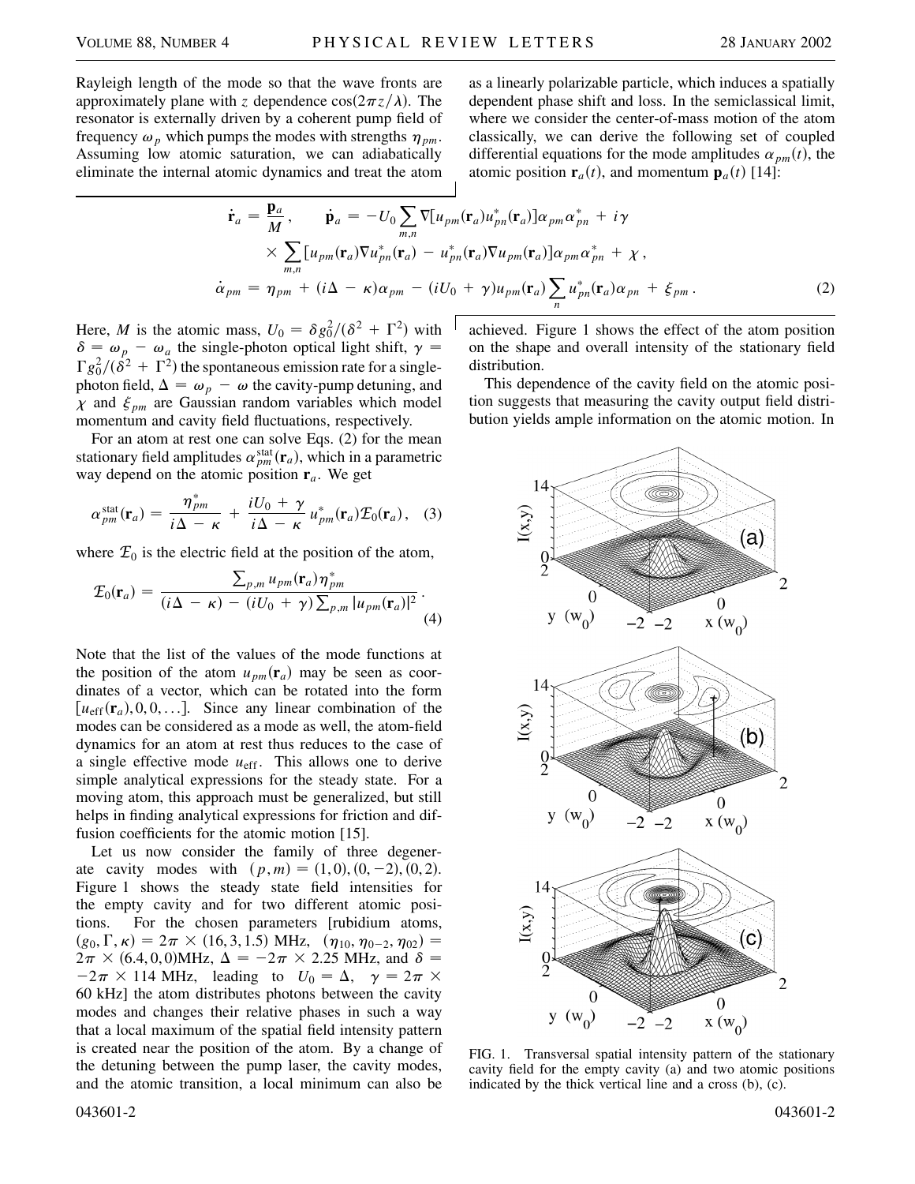Rayleigh length of the mode so that the wave fronts are approximately plane with $z$ dependence $\cos(2\pi z/\lambda)$. The resonator is externally driven by a coherent pump field of frequency $\omega_p$ which pumps the modes with strengths $\eta_{pm}$. Assuming low atomic saturation, we can adiabatically eliminate the internal atomic dynamics and treat the atom as a linearly polarizable particle, which induces a spatially dependent phase shift and loss. In the semiclassical limit, where we consider the center-of-mass motion of the atom classically, we can derive the following set of coupled differential equations for the mode amplitudes $\alpha_{pm}(t)$, the atomic position $\mathbf{r}_a(t)$, and momentum $\mathbf{p}_a(t)$ [14]:

$$\dot{\mathbf{r}}_a = \frac{\mathbf{p}_a}{M}, \qquad \dot{\mathbf{p}}_a = -U_0 \sum_{m,n} \nabla[u_{pm}(\mathbf{r}_a) u^*_{pn}(\mathbf{r}_a)] \alpha_{pm} \alpha^*_{pn} + i\gamma \times \sum_{m,n} [u_{pm}(\mathbf{r}_a) \nabla u^*_{pn}(\mathbf{r}_a) - u^*_{pn}(\mathbf{r}_a) \nabla u_{pm}(\mathbf{r}_a)] \alpha_{pm} \alpha^*_{pn} + \chi,$$
$$\dot{\alpha}_{pm} = \eta_{pm} + (i\Delta - \kappa)\alpha_{pm} - (iU_0 + \gamma) u_{pm}(\mathbf{r}_a) \sum_n u^*_{pn}(\mathbf{r}_a) \alpha_{pn} + \xi_{pm}. \tag{2}$$

Here, $M$ is the atomic mass, $U_0 = \delta g_0^2/(\delta^2 + \Gamma^2)$ with $\delta = \omega_p - \omega_a$ the single-photon optical light shift, $\gamma = \Gamma g_0^2/(\delta^2 + \Gamma^2)$ the spontaneous emission rate for a single-photon field, $\Delta = \omega_p - \omega$ the cavity-pump detuning, and $\chi$ and $\xi_{pm}$ are Gaussian random variables which model momentum and cavity field fluctuations, respectively.

For an atom at rest one can solve Eqs. (2) for the mean stationary field amplitudes $\alpha^{\rm stat}_{pm}(\mathbf{r}_a)$, which in a parametric way depend on the atomic position $\mathbf{r}_a$. We get

$$\alpha^{\rm stat}_{pm}(\mathbf{r}_a) = \frac{\eta^*_{pm}}{i\Delta - \kappa} + \frac{iU_0 + \gamma}{i\Delta - \kappa} u^*_{pm}(\mathbf{r}_a) \mathcal{E}_0(\mathbf{r}_a), \tag{3}$$

where $\mathcal{E}_0$ is the electric field at the position of the atom,

$$\mathcal{E}_0(\mathbf{r}_a) = \frac{\sum_{p,m} u_{pm}(\mathbf{r}_a) \eta^*_{pm}}{(i\Delta - \kappa) - (iU_0 + \gamma) \sum_{p,m} |u_{pm}(\mathbf{r}_a)|^2}. \tag{4}$$

Note that the list of the values of the mode functions at the position of the atom $u_{pm}(\mathbf{r}_a)$ may be seen as coordinates of a vector, which can be rotated into the form $[u_{\rm eff}(\mathbf{r}_a), 0, 0, \ldots]$. Since any linear combination of the modes can be considered as a mode as well, the atom-field dynamics for an atom at rest thus reduces to the case of a single effective mode $u_{\rm eff}$. This allows one to derive simple analytical expressions for the steady state. For a moving atom, this approach must be generalized, but still helps in finding analytical expressions for friction and diffusion coefficients for the atomic motion [15].

Let us now consider the family of three degenerate cavity modes with $(p,m) = (1,0), (0,-2), (0,2)$. Figure 1 shows the steady state field intensities for the empty cavity and for two different atomic positions. For the chosen parameters [rubidium atoms, $(g_0, \Gamma, \kappa) = 2\pi \times (16, 3, 1.5)$ MHz, $(\eta_{10}, \eta_{0-2}, \eta_{02}) = 2\pi \times (6.4, 0, 0)$MHz, $\Delta = -2\pi \times 2.25$ MHz, and $\delta = -2\pi \times 114$ MHz, leading to $U_0 = \Delta$, $\gamma = 2\pi \times 60$ kHz] the atom distributes photons between the cavity modes and changes their relative phases in such a way that a local maximum of the spatial field intensity pattern is created near the position of the atom. By a change of the detuning between the pump laser, the cavity modes, and the atomic transition, a local minimum can also be achieved. Figure 1 shows the effect of the atom position on the shape and overall intensity of the stationary field distribution.

This dependence of the cavity field on the atomic position suggests that measuring the cavity output field distribution yields ample information on the atomic motion. In

FIG. 1. Transversal spatial intensity pattern of the stationary cavity field for the empty cavity (a) and two atomic positions indicated by the thick vertical line and a cross (b), (c).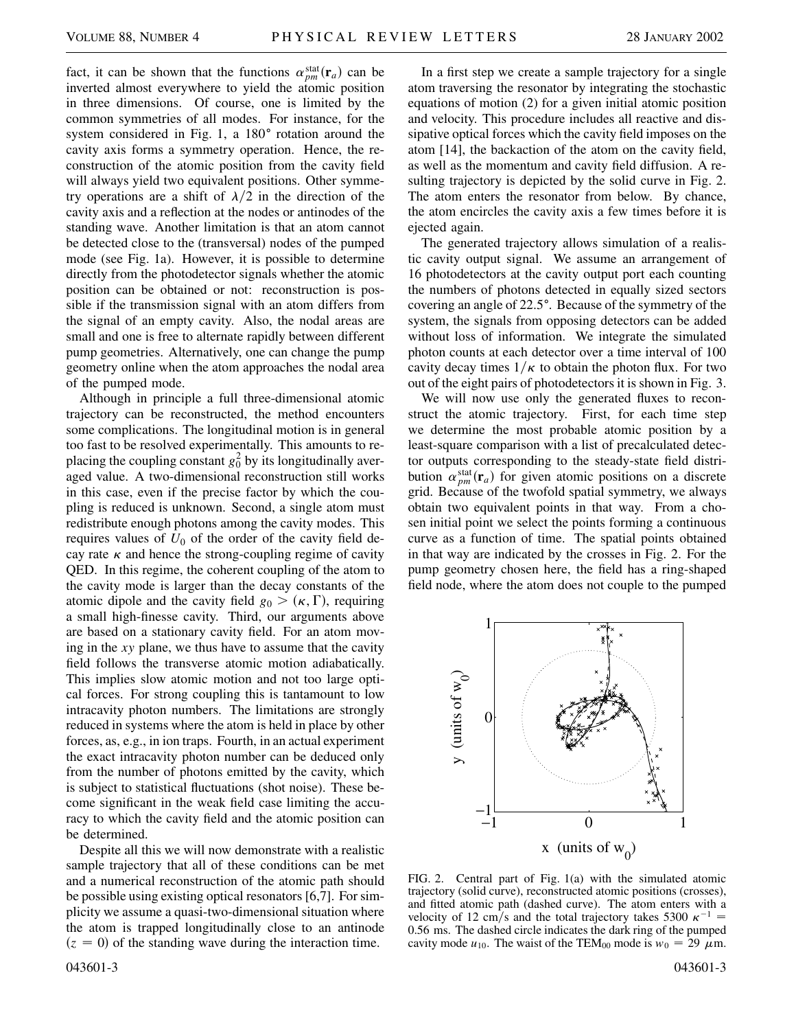fact, it can be shown that the functions $\alpha_{pm}^{\rm stat}(\mathbf{r}_a)$ can be inverted almost everywhere to yield the atomic position in three dimensions. Of course, one is limited by the common symmetries of all modes. For instance, for the system considered in Fig. 1, a 180° rotation around the cavity axis forms a symmetry operation. Hence, the reconstruction of the atomic position from the cavity field will always yield two equivalent positions. Other symmetry operations are a shift of $\lambda/2$ in the direction of the cavity axis and a reflection at the nodes or antinodes of the standing wave. Another limitation is that an atom cannot be detected close to the (transversal) nodes of the pumped mode (see Fig. 1a). However, it is possible to determine directly from the photodetector signals whether the atomic position can be obtained or not: reconstruction is possible if the transmission signal with an atom differs from the signal of an empty cavity. Also, the nodal areas are small and one is free to alternate rapidly between different pump geometries. Alternatively, one can change the pump geometry online when the atom approaches the nodal area of the pumped mode.

Although in principle a full three-dimensional atomic trajectory can be reconstructed, the method encounters some complications. The longitudinal motion is in general too fast to be resolved experimentally. This amounts to replacing the coupling constant $g_0^2$ by its longitudinally averaged value. A two-dimensional reconstruction still works in this case, even if the precise factor by which the coupling is reduced is unknown. Second, a single atom must redistribute enough photons among the cavity modes. This requires values of $U_0$ of the order of the cavity field decay rate $\kappa$ and hence the strong-coupling regime of cavity QED. In this regime, the coherent coupling of the atom to the cavity mode is larger than the decay constants of the atomic dipole and the cavity field $g_0 > (\kappa, \Gamma)$, requiring a small high-finesse cavity. Third, our arguments above are based on a stationary cavity field. For an atom moving in the $xy$ plane, we thus have to assume that the cavity field follows the transverse atomic motion adiabatically. This implies slow atomic motion and not too large optical forces. For strong coupling this is tantamount to low intracavity photon numbers. The limitations are strongly reduced in systems where the atom is held in place by other forces, as, e.g., in ion traps. Fourth, in an actual experiment the exact intracavity photon number can be deduced only from the number of photons emitted by the cavity, which is subject to statistical fluctuations (shot noise). These become significant in the weak field case limiting the accuracy to which the cavity field and the atomic position can be determined.

Despite all this we will now demonstrate with a realistic sample trajectory that all of these conditions can be met and a numerical reconstruction of the atomic path should be possible using existing optical resonators [6,7]. For simplicity we assume a quasi-two-dimensional situation where the atom is trapped longitudinally close to an antinode ($z = 0$) of the standing wave during the interaction time.

In a first step we create a sample trajectory for a single atom traversing the resonator by integrating the stochastic equations of motion (2) for a given initial atomic position and velocity. This procedure includes all reactive and dissipative optical forces which the cavity field imposes on the atom [14], the backaction of the atom on the cavity field, as well as the momentum and cavity field diffusion. A resulting trajectory is depicted by the solid curve in Fig. 2. The atom enters the resonator from below. By chance, the atom encircles the cavity axis a few times before it is ejected again.

The generated trajectory allows simulation of a realistic cavity output signal. We assume an arrangement of 16 photodetectors at the cavity output port each counting the numbers of photons detected in equally sized sectors covering an angle of 22.5°. Because of the symmetry of the system, the signals from opposing detectors can be added without loss of information. We integrate the simulated photon counts at each detector over a time interval of 100 cavity decay times $1/\kappa$ to obtain the photon flux. For two out of the eight pairs of photodetectors it is shown in Fig. 3.

We will now use only the generated fluxes to reconstruct the atomic trajectory. First, for each time step we determine the most probable atomic position by a least-square comparison with a list of precalculated detector outputs corresponding to the steady-state field distribution $\alpha_{pm}^{\rm stat}(\mathbf{r}_a)$ for given atomic positions on a discrete grid. Because of the twofold spatial symmetry, we always obtain two equivalent points in that way. From a chosen initial point we select the points forming a continuous curve as a function of time. The spatial points obtained in that way are indicated by the crosses in Fig. 2. For the pump geometry chosen here, the field has a ring-shaped field node, where the atom does not couple to the pumped

y (units of $w_0$)
x (units of $w_0$)
1
0
−1
−1
0
1

FIG. 2. Central part of Fig. 1(a) with the simulated atomic trajectory (solid curve), reconstructed atomic positions (crosses), and fitted atomic path (dashed curve). The atom enters with a velocity of 12 cm/s and the total trajectory takes $5300\ \kappa^{-1} = 0.56$ ms. The dashed circle indicates the dark ring of the pumped cavity mode $u_{10}$. The waist of the $\mathrm{TEM}_{00}$ mode is $w_0 = 29\ \mu$m.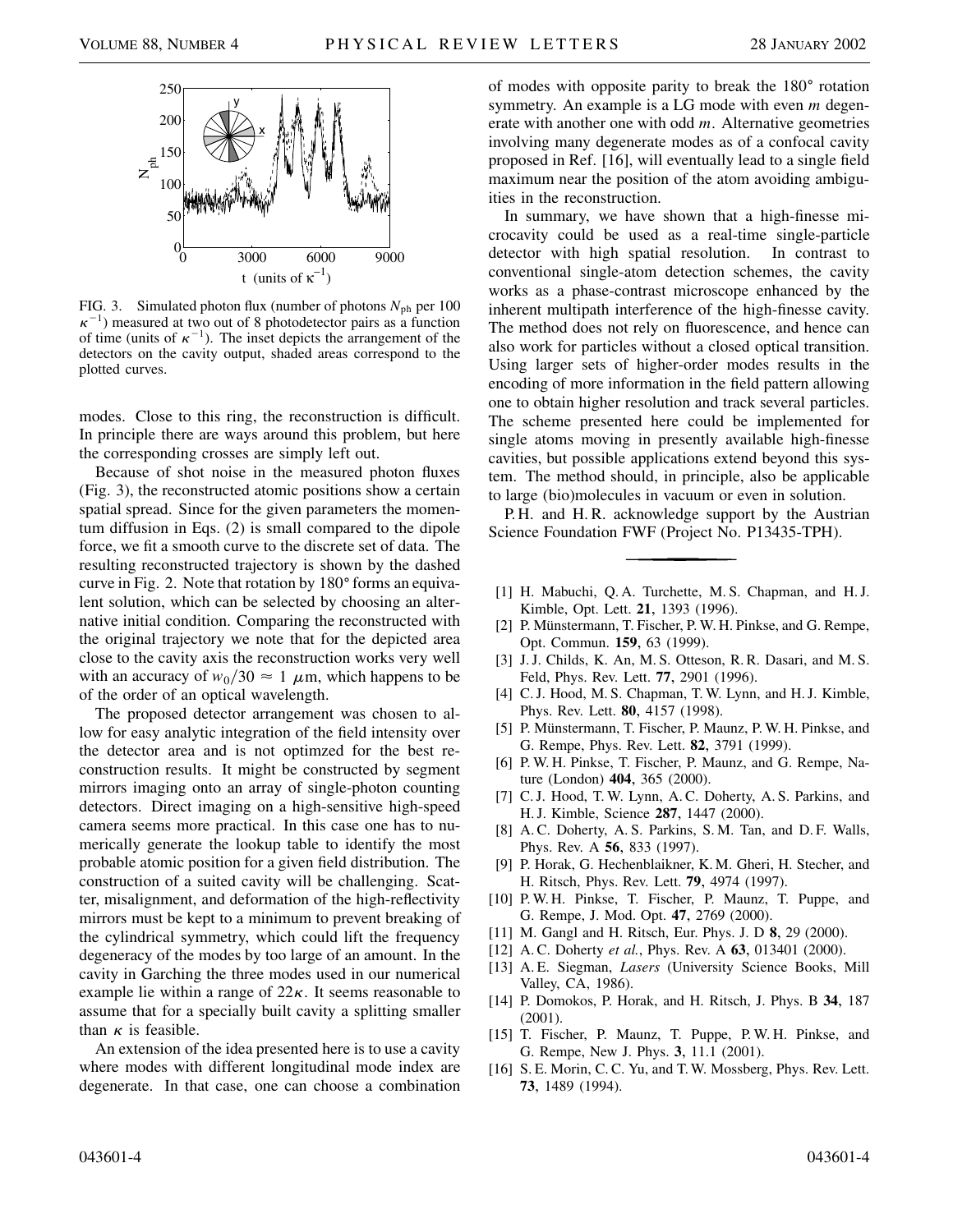250
200
150
100
50
0
$N_{ph}$
0 3000 6000 9000
t (units of $\kappa^{-1}$)
y
x

FIG. 3. Simulated photon flux (number of photons $N_{\rm ph}$ per 100 $\kappa^{-1}$) measured at two out of 8 photodetector pairs as a function of time (units of $\kappa^{-1}$). The inset depicts the arrangement of the detectors on the cavity output, shaded areas correspond to the plotted curves.

modes. Close to this ring, the reconstruction is difficult. In principle there are ways around this problem, but here the corresponding crosses are simply left out.

Because of shot noise in the measured photon fluxes (Fig. 3), the reconstructed atomic positions show a certain spatial spread. Since for the given parameters the momentum diffusion in Eqs. (2) is small compared to the dipole force, we fit a smooth curve to the discrete set of data. The resulting reconstructed trajectory is shown by the dashed curve in Fig. 2. Note that rotation by 180° forms an equivalent solution, which can be selected by choosing an alternative initial condition. Comparing the reconstructed with the original trajectory we note that for the depicted area close to the cavity axis the reconstruction works very well with an accuracy of $w_0/30 \approx 1\ \mu$m, which happens to be of the order of an optical wavelength.

The proposed detector arrangement was chosen to allow for easy analytic integration of the field intensity over the detector area and is not optimzed for the best reconstruction results. It might be constructed by segment mirrors imaging onto an array of single-photon counting detectors. Direct imaging on a high-sensitive high-speed camera seems more practical. In this case one has to numerically generate the lookup table to identify the most probable atomic position for a given field distribution. The construction of a suited cavity will be challenging. Scatter, misalignment, and deformation of the high-reflectivity mirrors must be kept to a minimum to prevent breaking of the cylindrical symmetry, which could lift the frequency degeneracy of the modes by too large of an amount. In the cavity in Garching the three modes used in our numerical example lie within a range of $22\kappa$. It seems reasonable to assume that for a specially built cavity a splitting smaller than $\kappa$ is feasible.

An extension of the idea presented here is to use a cavity where modes with different longitudinal mode index are degenerate. In that case, one can choose a combination of modes with opposite parity to break the 180° rotation symmetry. An example is a LG mode with even $m$ degenerate with another one with odd $m$. Alternative geometries involving many degenerate modes as of a confocal cavity proposed in Ref. [16], will eventually lead to a single field maximum near the position of the atom avoiding ambiguities in the reconstruction.

In summary, we have shown that a high-finesse microcavity could be used as a real-time single-particle detector with high spatial resolution. In contrast to conventional single-atom detection schemes, the cavity works as a phase-contrast microscope enhanced by the inherent multipath interference of the high-finesse cavity. The method does not rely on fluorescence, and hence can also work for particles without a closed optical transition. Using larger sets of higher-order modes results in the encoding of more information in the field pattern allowing one to obtain higher resolution and track several particles. The scheme presented here could be implemented for single atoms moving in presently available high-finesse cavities, but possible applications extend beyond this system. The method should, in principle, also be applicable to large (bio)molecules in vacuum or even in solution.

P. H. and H. R. acknowledge support by the Austrian Science Foundation FWF (Project No. P13435-TPH).

---

[1] H. Mabuchi, Q. A. Turchette, M. S. Chapman, and H. J. Kimble, Opt. Lett. **21**, 1393 (1996).

[2] P. Münstermann, T. Fischer, P. W. H. Pinkse, and G. Rempe, Opt. Commun. **159**, 63 (1999).

[3] J. J. Childs, K. An, M. S. Otteson, R. R. Dasari, and M. S. Feld, Phys. Rev. Lett. **77**, 2901 (1996).

[4] C. J. Hood, M. S. Chapman, T. W. Lynn, and H. J. Kimble, Phys. Rev. Lett. **80**, 4157 (1998).

[5] P. Münstermann, T. Fischer, P. Maunz, P. W. H. Pinkse, and G. Rempe, Phys. Rev. Lett. **82**, 3791 (1999).

[6] P. W. H. Pinkse, T. Fischer, P. Maunz, and G. Rempe, Nature (London) **404**, 365 (2000).

[7] C. J. Hood, T. W. Lynn, A. C. Doherty, A. S. Parkins, and H. J. Kimble, Science **287**, 1447 (2000).

[8] A. C. Doherty, A. S. Parkins, S. M. Tan, and D. F. Walls, Phys. Rev. A **56**, 833 (1997).

[9] P. Horak, G. Hechenblaikner, K. M. Gheri, H. Stecher, and H. Ritsch, Phys. Rev. Lett. **79**, 4974 (1997).

[10] P. W. H. Pinkse, T. Fischer, P. Maunz, T. Puppe, and G. Rempe, J. Mod. Opt. **47**, 2769 (2000).

[11] M. Gangl and H. Ritsch, Eur. Phys. J. D **8**, 29 (2000).

[12] A. C. Doherty *et al.*, Phys. Rev. A **63**, 013401 (2000).

[13] A. E. Siegman, *Lasers* (University Science Books, Mill Valley, CA, 1986).

[14] P. Domokos, P. Horak, and H. Ritsch, J. Phys. B **34**, 187 (2001).

[15] T. Fischer, P. Maunz, T. Puppe, P. W. H. Pinkse, and G. Rempe, New J. Phys. **3**, 11.1 (2001).

[16] S. E. Morin, C. C. Yu, and T. W. Mossberg, Phys. Rev. Lett. **73**, 1489 (1994).